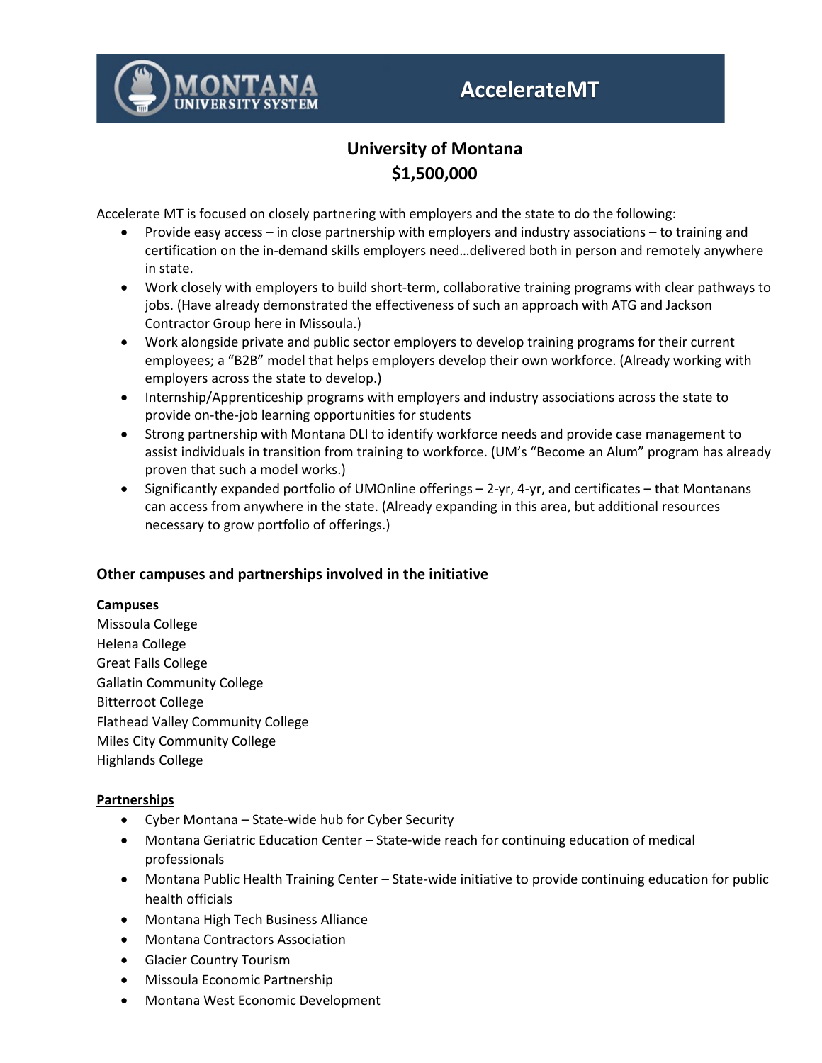# AccelerateMT

## University of Montana
## $1,500,000

Accelerate MT is focused on closely partnering with employers and the state to do the following:

- Provide easy access – in close partnership with employers and industry associations – to training and certification on the in-demand skills employers need…delivered both in person and remotely anywhere in state.
- Work closely with employers to build short-term, collaborative training programs with clear pathways to jobs. (Have already demonstrated the effectiveness of such an approach with ATG and Jackson Contractor Group here in Missoula.)
- Work alongside private and public sector employers to develop training programs for their current employees; a "B2B" model that helps employers develop their own workforce. (Already working with employers across the state to develop.)
- Internship/Apprenticeship programs with employers and industry associations across the state to provide on-the-job learning opportunities for students
- Strong partnership with Montana DLI to identify workforce needs and provide case management to assist individuals in transition from training to workforce. (UM's "Become an Alum" program has already proven that such a model works.)
- Significantly expanded portfolio of UMOnline offerings – 2-yr, 4-yr, and certificates – that Montanans can access from anywhere in the state. (Already expanding in this area, but additional resources necessary to grow portfolio of offerings.)

### Other campuses and partnerships involved in the initiative

**Campuses**

Missoula College
Helena College
Great Falls College
Gallatin Community College
Bitterroot College
Flathead Valley Community College
Miles City Community College
Highlands College

**Partnerships**

- Cyber Montana – State-wide hub for Cyber Security
- Montana Geriatric Education Center – State-wide reach for continuing education of medical professionals
- Montana Public Health Training Center – State-wide initiative to provide continuing education for public health officials
- Montana High Tech Business Alliance
- Montana Contractors Association
- Glacier Country Tourism
- Missoula Economic Partnership
- Montana West Economic Development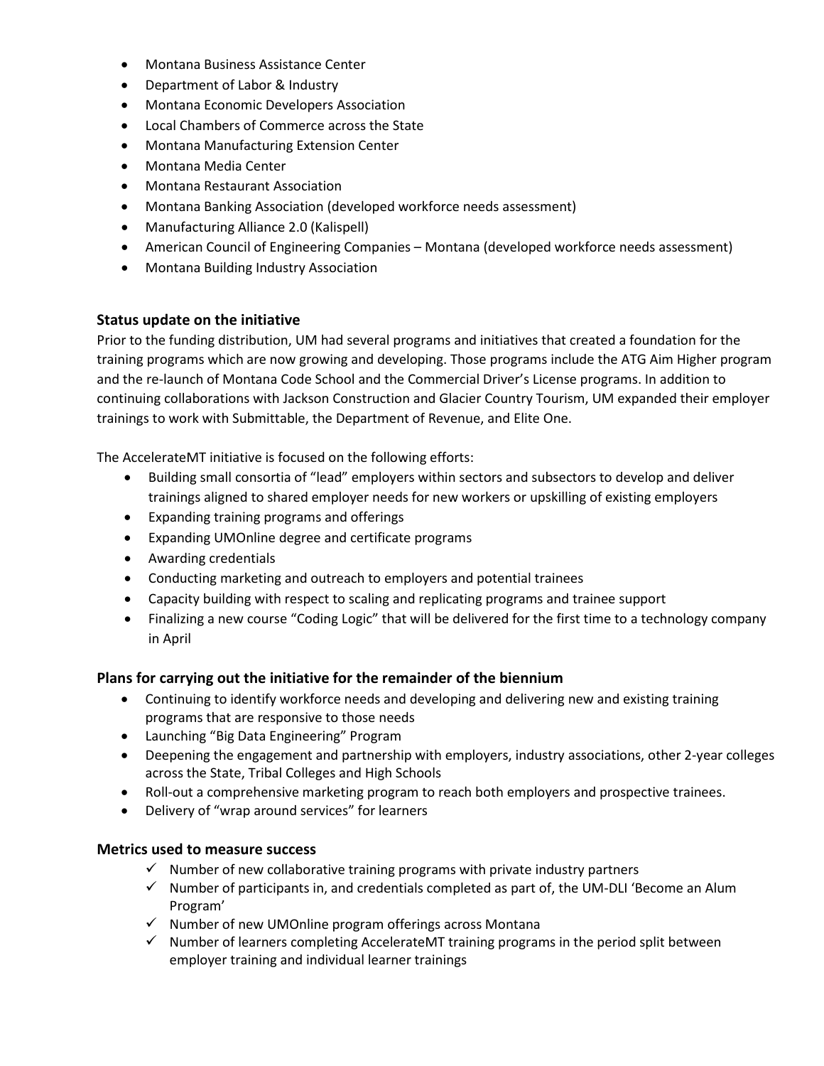- Montana Business Assistance Center
- Department of Labor & Industry
- Montana Economic Developers Association
- Local Chambers of Commerce across the State
- Montana Manufacturing Extension Center
- Montana Media Center
- Montana Restaurant Association
- Montana Banking Association (developed workforce needs assessment)
- Manufacturing Alliance 2.0 (Kalispell)
- American Council of Engineering Companies – Montana (developed workforce needs assessment)
- Montana Building Industry Association

### Status update on the initiative

Prior to the funding distribution, UM had several programs and initiatives that created a foundation for the training programs which are now growing and developing. Those programs include the ATG Aim Higher program and the re-launch of Montana Code School and the Commercial Driver's License programs. In addition to continuing collaborations with Jackson Construction and Glacier Country Tourism, UM expanded their employer trainings to work with Submittable, the Department of Revenue, and Elite One.

The AccelerateMT initiative is focused on the following efforts:

- Building small consortia of "lead" employers within sectors and subsectors to develop and deliver trainings aligned to shared employer needs for new workers or upskilling of existing employers
- Expanding training programs and offerings
- Expanding UMOnline degree and certificate programs
- Awarding credentials
- Conducting marketing and outreach to employers and potential trainees
- Capacity building with respect to scaling and replicating programs and trainee support
- Finalizing a new course "Coding Logic" that will be delivered for the first time to a technology company in April

### Plans for carrying out the initiative for the remainder of the biennium

- Continuing to identify workforce needs and developing and delivering new and existing training programs that are responsive to those needs
- Launching "Big Data Engineering" Program
- Deepening the engagement and partnership with employers, industry associations, other 2-year colleges across the State, Tribal Colleges and High Schools
- Roll-out a comprehensive marketing program to reach both employers and prospective trainees.
- Delivery of "wrap around services" for learners

### Metrics used to measure success

- ✓ Number of new collaborative training programs with private industry partners
- ✓ Number of participants in, and credentials completed as part of, the UM-DLI 'Become an Alum Program'
- ✓ Number of new UMOnline program offerings across Montana
- ✓ Number of learners completing AccelerateMT training programs in the period split between employer training and individual learner trainings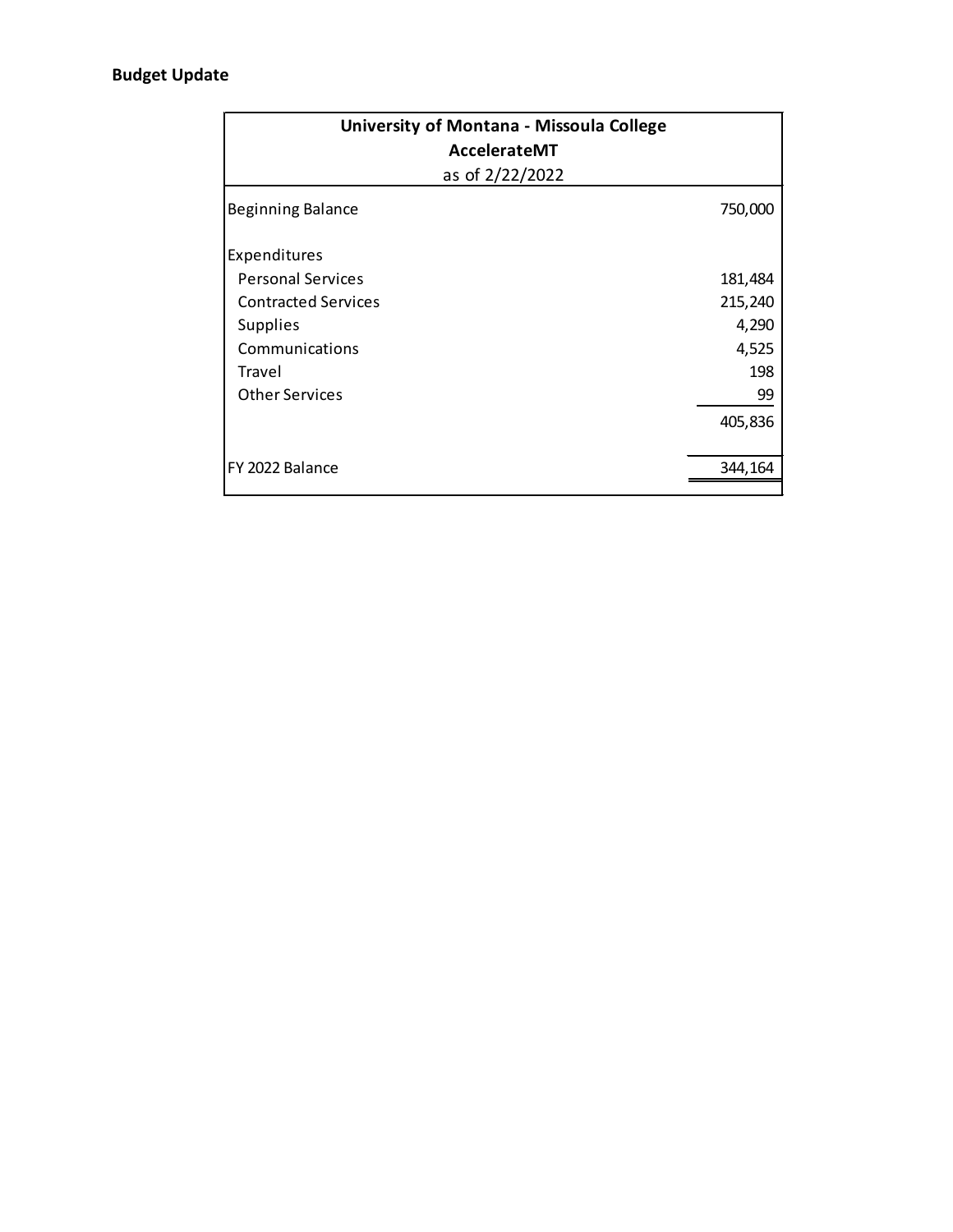**Budget Update**

| University of Montana - Missoula College<br>AccelerateMT<br>as of 2/22/2022 | |
|---|---|
| Beginning Balance | 750,000 |
| Expenditures | |
| Personal Services | 181,484 |
| Contracted Services | 215,240 |
| Supplies | 4,290 |
| Communications | 4,525 |
| Travel | 198 |
| Other Services | 99 |
| | 405,836 |
| FY 2022 Balance | 344,164 |